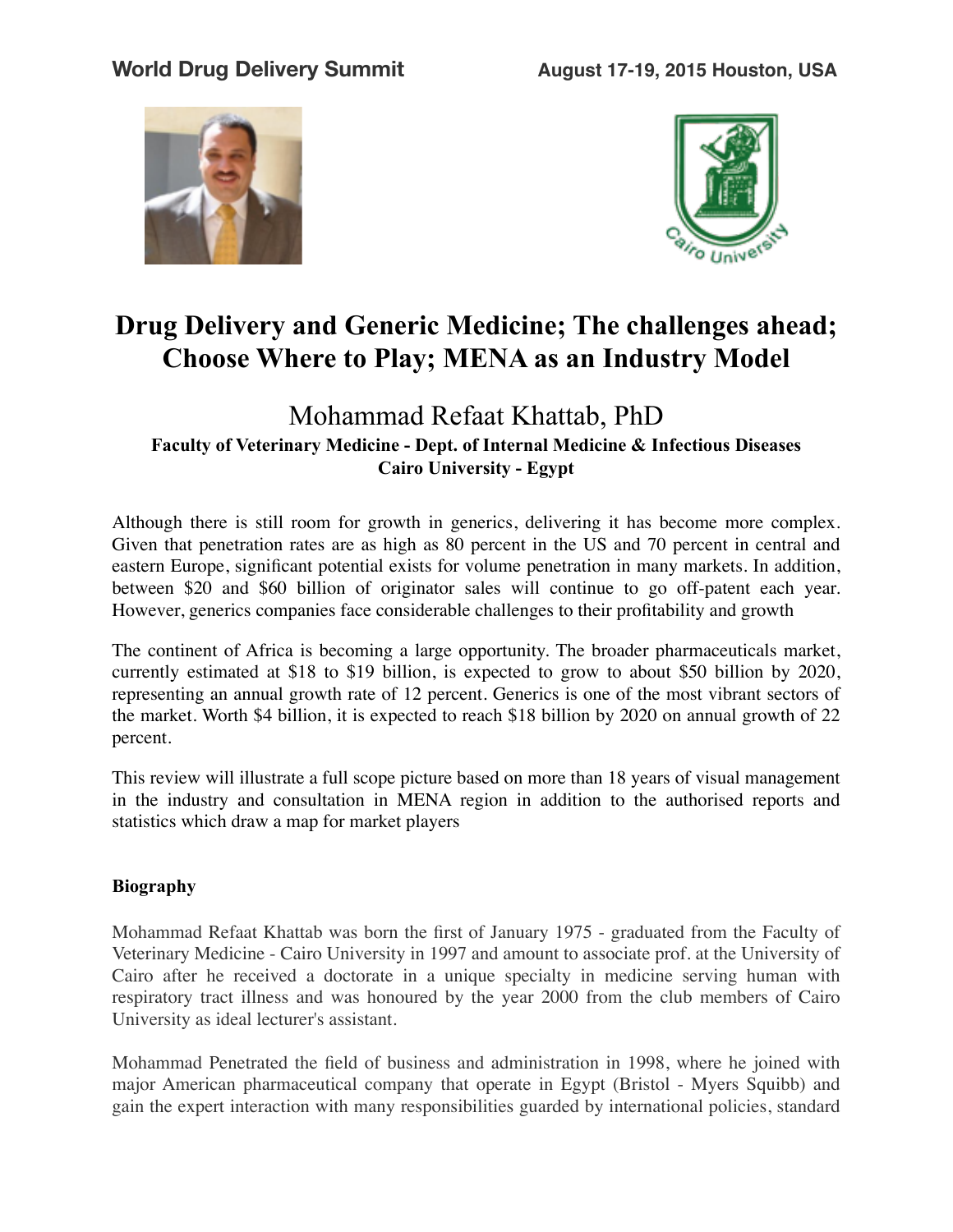World Drug Delivery Summit August 17-19, 2015 Houston, USA

# Drug Delivery and Generic Medicine; The challenges ahead; Choose Where to Play; MENA as an Industry Model

## Mohammad Refaat Khattab, PhD

**Faculty of Veterinary Medicine - Dept. of Internal Medicine & Infectious Diseases**
**Cairo University - Egypt**

Although there is still room for growth in generics, delivering it has become more complex. Given that penetration rates are as high as 80 percent in the US and 70 percent in central and eastern Europe, significant potential exists for volume penetration in many markets. In addition, between $20 and $60 billion of originator sales will continue to go off-patent each year. However, generics companies face considerable challenges to their profitability and growth

The continent of Africa is becoming a large opportunity. The broader pharmaceuticals market, currently estimated at $18 to $19 billion, is expected to grow to about $50 billion by 2020, representing an annual growth rate of 12 percent. Generics is one of the most vibrant sectors of the market. Worth $4 billion, it is expected to reach $18 billion by 2020 on annual growth of 22 percent.

This review will illustrate a full scope picture based on more than 18 years of visual management in the industry and consultation in MENA region in addition to the authorised reports and statistics which draw a map for market players

**Biography**

Mohammad Refaat Khattab was born the first of January 1975 - graduated from the Faculty of Veterinary Medicine - Cairo University in 1997 and amount to associate prof. at the University of Cairo after he received a doctorate in a unique specialty in medicine serving human with respiratory tract illness and was honoured by the year 2000 from the club members of Cairo University as ideal lecturer's assistant.

Mohammad Penetrated the field of business and administration in 1998, where he joined with major American pharmaceutical company that operate in Egypt (Bristol - Myers Squibb) and gain the expert interaction with many responsibilities guarded by international policies, standard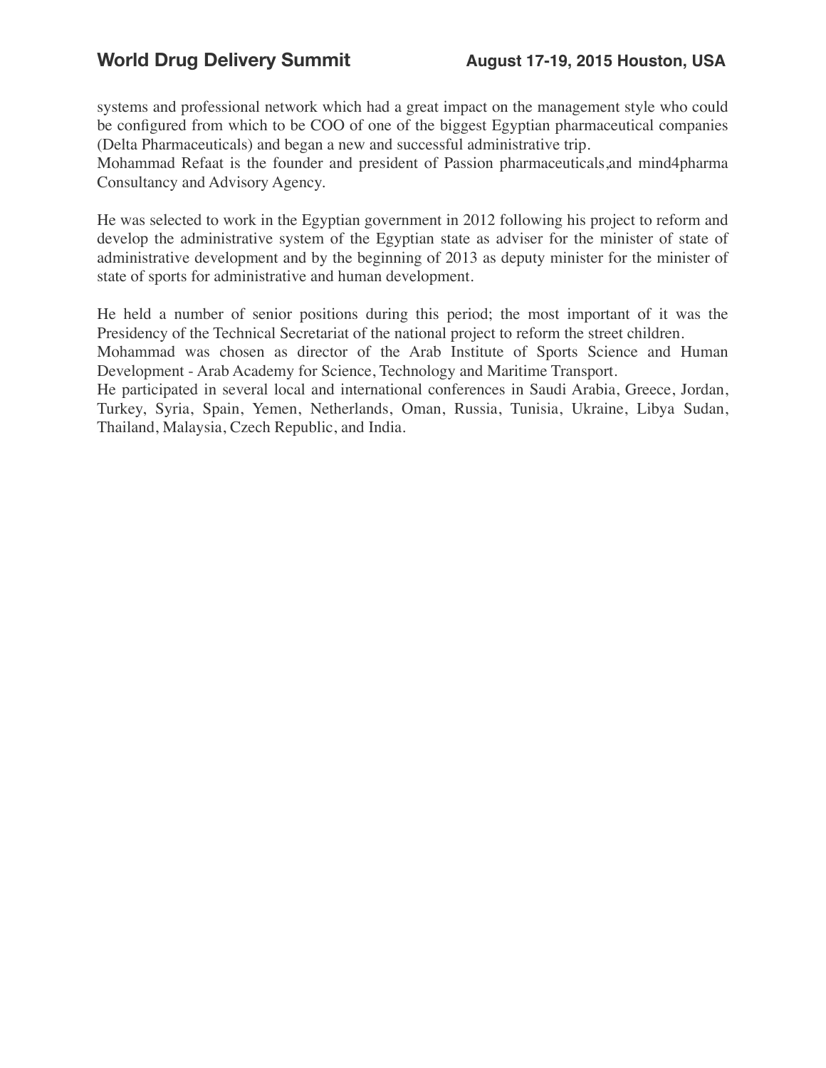systems and professional network which had a great impact on the management style who could be configured from which to be COO of one of the biggest Egyptian pharmaceutical companies (Delta Pharmaceuticals) and began a new and successful administrative trip.
Mohammad Refaat is the founder and president of Passion pharmaceuticals,and mind4pharma Consultancy and Advisory Agency.

He was selected to work in the Egyptian government in 2012 following his project to reform and develop the administrative system of the Egyptian state as adviser for the minister of state of administrative development and by the beginning of 2013 as deputy minister for the minister of state of sports for administrative and human development.

He held a number of senior positions during this period; the most important of it was the Presidency of the Technical Secretariat of the national project to reform the street children.
Mohammad was chosen as director of the Arab Institute of Sports Science and Human Development - Arab Academy for Science, Technology and Maritime Transport.
He participated in several local and international conferences in Saudi Arabia, Greece, Jordan, Turkey, Syria, Spain, Yemen, Netherlands, Oman, Russia, Tunisia, Ukraine, Libya Sudan, Thailand, Malaysia, Czech Republic, and India.